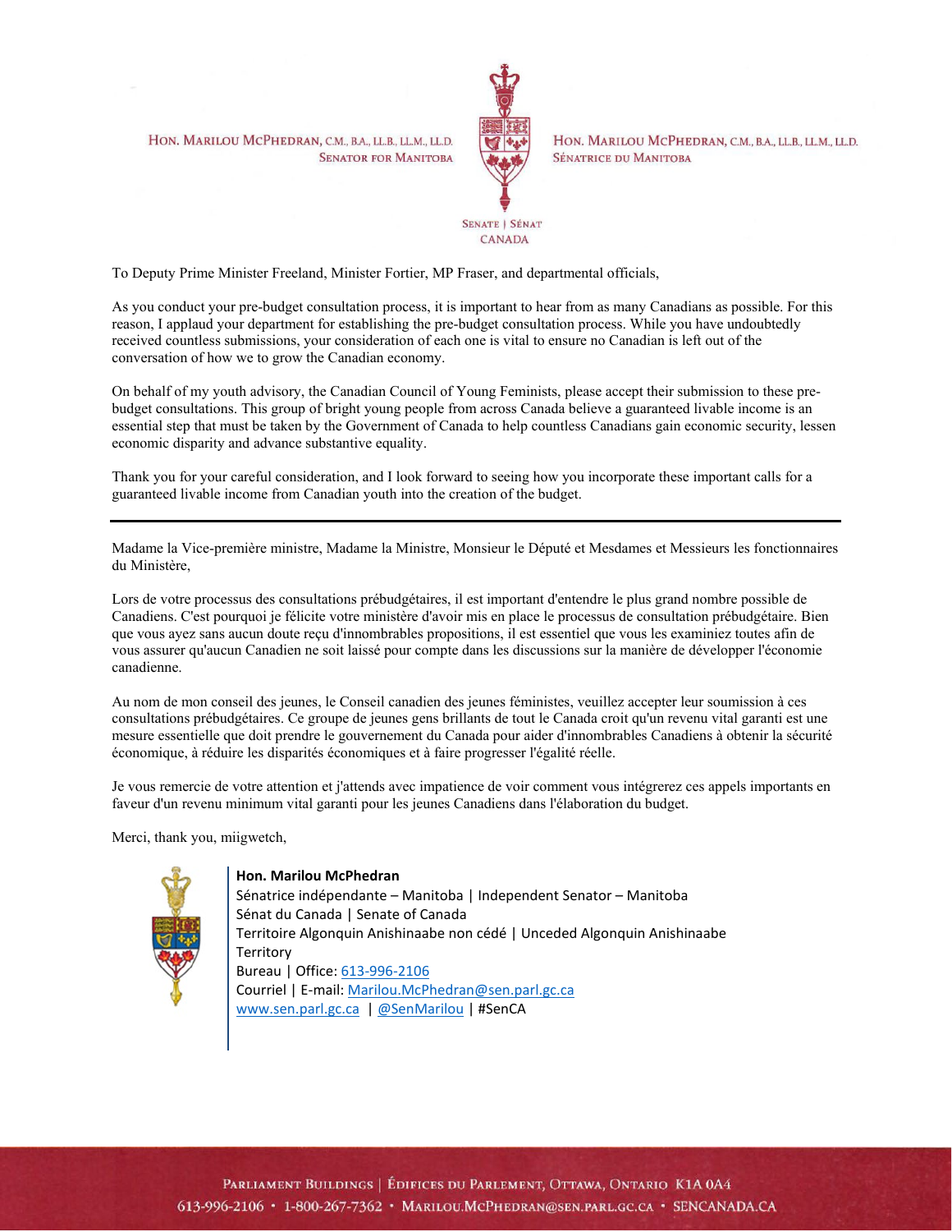Hon. Marilou McPhedran, C.M., B.A., LL.B., LL.M., LL.D.
Senator for Manitoba

Senate | Sénat
Canada

Hon. Marilou McPhedran, C.M., B.A., LL.B., LL.M., LL.D.
Sénatrice du Manitoba

To Deputy Prime Minister Freeland, Minister Fortier, MP Fraser, and departmental officials,

As you conduct your pre-budget consultation process, it is important to hear from as many Canadians as possible. For this reason, I applaud your department for establishing the pre-budget consultation process. While you have undoubtedly received countless submissions, your consideration of each one is vital to ensure no Canadian is left out of the conversation of how we to grow the Canadian economy.

On behalf of my youth advisory, the Canadian Council of Young Feminists, please accept their submission to these pre-budget consultations. This group of bright young people from across Canada believe a guaranteed livable income is an essential step that must be taken by the Government of Canada to help countless Canadians gain economic security, lessen economic disparity and advance substantive equality.

Thank you for your careful consideration, and I look forward to seeing how you incorporate these important calls for a guaranteed livable income from Canadian youth into the creation of the budget.

---

Madame la Vice-première ministre, Madame la Ministre, Monsieur le Député et Mesdames et Messieurs les fonctionnaires du Ministère,

Lors de votre processus des consultations prébudgétaires, il est important d'entendre le plus grand nombre possible de Canadiens. C'est pourquoi je félicite votre ministère d'avoir mis en place le processus de consultation prébudgétaire. Bien que vous ayez sans aucun doute reçu d'innombrables propositions, il est essentiel que vous les examiniez toutes afin de vous assurer qu'aucun Canadien ne soit laissé pour compte dans les discussions sur la manière de développer l'économie canadienne.

Au nom de mon conseil des jeunes, le Conseil canadien des jeunes féministes, veuillez accepter leur soumission à ces consultations prébudgétaires. Ce groupe de jeunes gens brillants de tout le Canada croit qu'un revenu vital garanti est une mesure essentielle que doit prendre le gouvernement du Canada pour aider d'innombrables Canadiens à obtenir la sécurité économique, à réduire les disparités économiques et à faire progresser l'égalité réelle.

Je vous remercie de votre attention et j'attends avec impatience de voir comment vous intégrerez ces appels importants en faveur d'un revenu minimum vital garanti pour les jeunes Canadiens dans l'élaboration du budget.

Merci, thank you, miigwetch,

**Hon. Marilou McPhedran**
Sénatrice indépendante – Manitoba | Independent Senator – Manitoba
Sénat du Canada | Senate of Canada
Territoire Algonquin Anishinaabe non cédé | Unceded Algonquin Anishinaabe Territory
Bureau | Office: 613-996-2106
Courriel | E-mail: Marilou.McPhedran@sen.parl.gc.ca
www.sen.parl.gc.ca | @SenMarilou | #SenCA

Parliament Buildings | Édifices du Parlement, Ottawa, Ontario K1A 0A4
613-996-2106 • 1-800-267-7362 • Marilou.McPhedran@sen.parl.gc.ca • SENCANADA.CA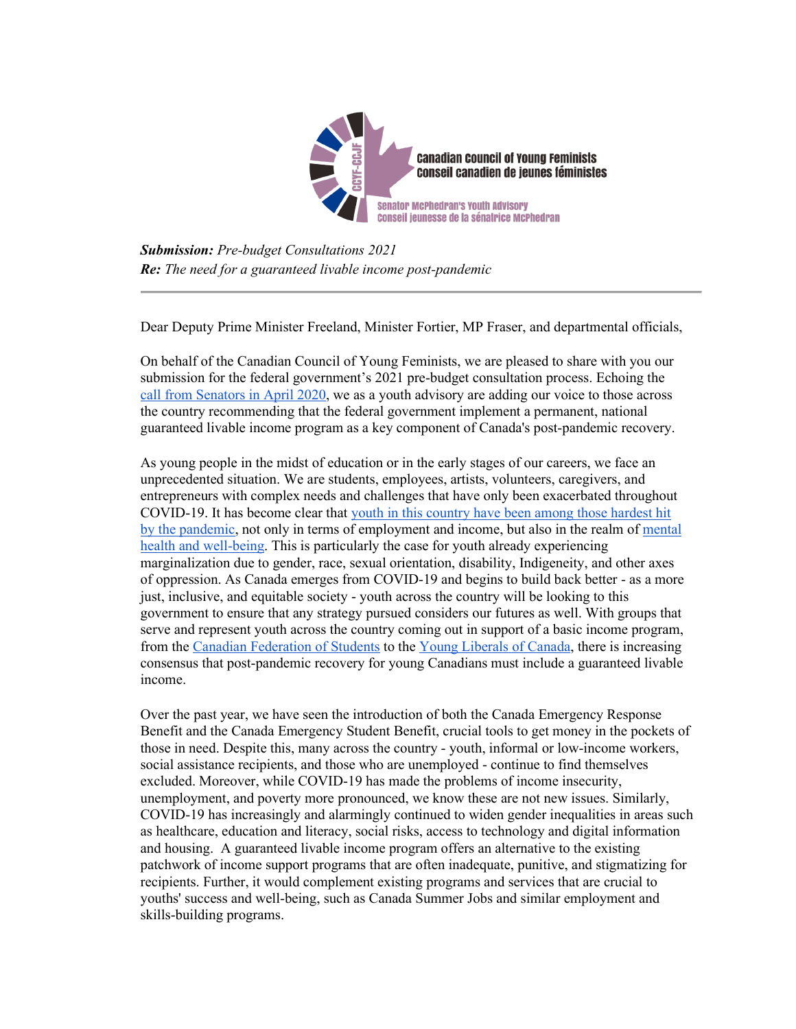Canadian Council of Young Feminists
Conseil canadien de jeunes féministes

Senator McPhedran's Youth Advisory
Conseil jeunesse de la sénatrice McPhedran

***Submission:*** *Pre-budget Consultations 2021*
***Re:*** *The need for a guaranteed livable income post-pandemic*

---

Dear Deputy Prime Minister Freeland, Minister Fortier, MP Fraser, and departmental officials,

On behalf of the Canadian Council of Young Feminists, we are pleased to share with you our submission for the federal government's 2021 pre-budget consultation process. Echoing the call from Senators in April 2020, we as a youth advisory are adding our voice to those across the country recommending that the federal government implement a permanent, national guaranteed livable income program as a key component of Canada's post-pandemic recovery.

As young people in the midst of education or in the early stages of our careers, we face an unprecedented situation. We are students, employees, artists, volunteers, caregivers, and entrepreneurs with complex needs and challenges that have only been exacerbated throughout COVID-19. It has become clear that youth in this country have been among those hardest hit by the pandemic, not only in terms of employment and income, but also in the realm of mental health and well-being. This is particularly the case for youth already experiencing marginalization due to gender, race, sexual orientation, disability, Indigeneity, and other axes of oppression. As Canada emerges from COVID-19 and begins to build back better - as a more just, inclusive, and equitable society - youth across the country will be looking to this government to ensure that any strategy pursued considers our futures as well. With groups that serve and represent youth across the country coming out in support of a basic income program, from the Canadian Federation of Students to the Young Liberals of Canada, there is increasing consensus that post-pandemic recovery for young Canadians must include a guaranteed livable income.

Over the past year, we have seen the introduction of both the Canada Emergency Response Benefit and the Canada Emergency Student Benefit, crucial tools to get money in the pockets of those in need. Despite this, many across the country - youth, informal or low-income workers, social assistance recipients, and those who are unemployed - continue to find themselves excluded. Moreover, while COVID-19 has made the problems of income insecurity, unemployment, and poverty more pronounced, we know these are not new issues. Similarly, COVID-19 has increasingly and alarmingly continued to widen gender inequalities in areas such as healthcare, education and literacy, social risks, access to technology and digital information and housing. A guaranteed livable income program offers an alternative to the existing patchwork of income support programs that are often inadequate, punitive, and stigmatizing for recipients. Further, it would complement existing programs and services that are crucial to youths' success and well-being, such as Canada Summer Jobs and similar employment and skills-building programs.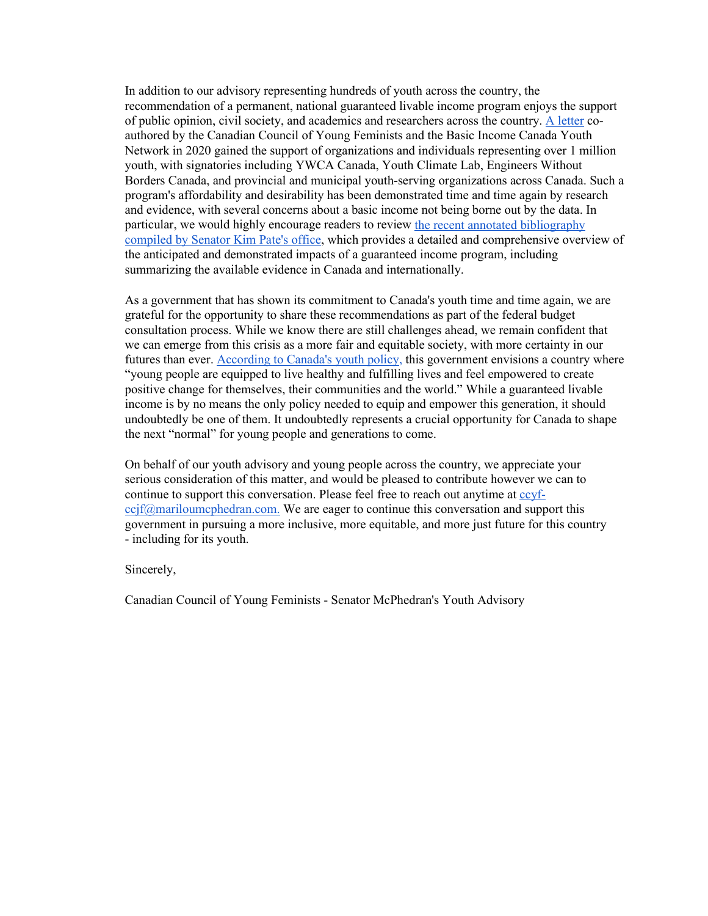In addition to our advisory representing hundreds of youth across the country, the recommendation of a permanent, national guaranteed livable income program enjoys the support of public opinion, civil society, and academics and researchers across the country. A letter co-authored by the Canadian Council of Young Feminists and the Basic Income Canada Youth Network in 2020 gained the support of organizations and individuals representing over 1 million youth, with signatories including YWCA Canada, Youth Climate Lab, Engineers Without Borders Canada, and provincial and municipal youth-serving organizations across Canada. Such a program's affordability and desirability has been demonstrated time and time again by research and evidence, with several concerns about a basic income not being borne out by the data. In particular, we would highly encourage readers to review the recent annotated bibliography compiled by Senator Kim Pate's office, which provides a detailed and comprehensive overview of the anticipated and demonstrated impacts of a guaranteed income program, including summarizing the available evidence in Canada and internationally.

As a government that has shown its commitment to Canada's youth time and time again, we are grateful for the opportunity to share these recommendations as part of the federal budget consultation process. While we know there are still challenges ahead, we remain confident that we can emerge from this crisis as a more fair and equitable society, with more certainty in our futures than ever. According to Canada's youth policy, this government envisions a country where "young people are equipped to live healthy and fulfilling lives and feel empowered to create positive change for themselves, their communities and the world." While a guaranteed livable income is by no means the only policy needed to equip and empower this generation, it should undoubtedly be one of them. It undoubtedly represents a crucial opportunity for Canada to shape the next "normal" for young people and generations to come.

On behalf of our youth advisory and young people across the country, we appreciate your serious consideration of this matter, and would be pleased to contribute however we can to continue to support this conversation. Please feel free to reach out anytime at ccyf-ccjf@mariloumcphedran.com. We are eager to continue this conversation and support this government in pursuing a more inclusive, more equitable, and more just future for this country - including for its youth.

Sincerely,

Canadian Council of Young Feminists - Senator McPhedran's Youth Advisory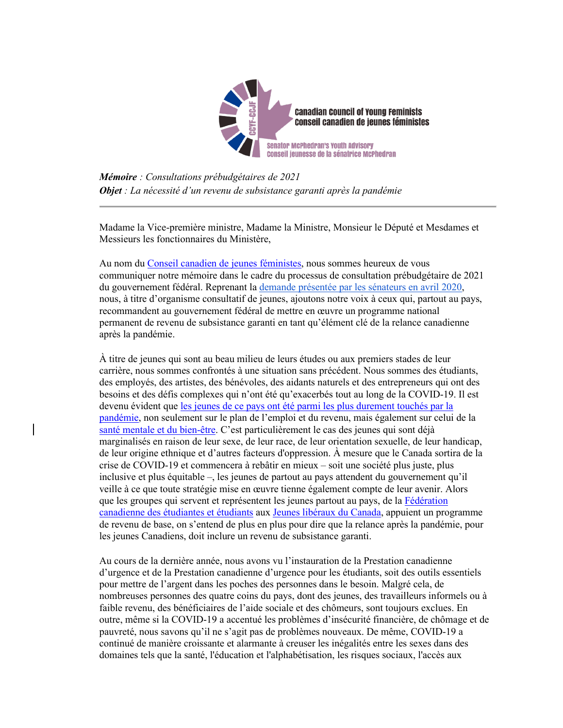Canadian Council of Young Feminists
Conseil canadien de jeunes féministes

Senator McPhedran's Youth Advisory
Conseil jeunesse de la sénatrice McPhedran

***Mémoire** : Consultations prébudgétaires de 2021*
***Objet** : La nécessité d'un revenu de subsistance garanti après la pandémie*

---

Madame la Vice-première ministre, Madame la Ministre, Monsieur le Député et Mesdames et Messieurs les fonctionnaires du Ministère,

Au nom du Conseil canadien de jeunes féministes, nous sommes heureux de vous communiquer notre mémoire dans le cadre du processus de consultation prébudgétaire de 2021 du gouvernement fédéral. Reprenant la demande présentée par les sénateurs en avril 2020, nous, à titre d'organisme consultatif de jeunes, ajoutons notre voix à ceux qui, partout au pays, recommandent au gouvernement fédéral de mettre en œuvre un programme national permanent de revenu de subsistance garanti en tant qu'élément clé de la relance canadienne après la pandémie.

À titre de jeunes qui sont au beau milieu de leurs études ou aux premiers stades de leur carrière, nous sommes confrontés à une situation sans précédent. Nous sommes des étudiants, des employés, des artistes, des bénévoles, des aidants naturels et des entrepreneurs qui ont des besoins et des défis complexes qui n'ont été qu'exacerbés tout au long de la COVID-19. Il est devenu évident que les jeunes de ce pays ont été parmi les plus durement touchés par la pandémie, non seulement sur le plan de l'emploi et du revenu, mais également sur celui de la santé mentale et du bien-être. C'est particulièrement le cas des jeunes qui sont déjà marginalisés en raison de leur sexe, de leur race, de leur orientation sexuelle, de leur handicap, de leur origine ethnique et d'autres facteurs d'oppression. À mesure que le Canada sortira de la crise de COVID-19 et commencera à rebâtir en mieux – soit une société plus juste, plus inclusive et plus équitable –, les jeunes de partout au pays attendent du gouvernement qu'il veille à ce que toute stratégie mise en œuvre tienne également compte de leur avenir. Alors que les groupes qui servent et représentent les jeunes partout au pays, de la Fédération canadienne des étudiantes et étudiants aux Jeunes libéraux du Canada, appuient un programme de revenu de base, on s'entend de plus en plus pour dire que la relance après la pandémie, pour les jeunes Canadiens, doit inclure un revenu de subsistance garanti.

Au cours de la dernière année, nous avons vu l'instauration de la Prestation canadienne d'urgence et de la Prestation canadienne d'urgence pour les étudiants, soit des outils essentiels pour mettre de l'argent dans les poches des personnes dans le besoin. Malgré cela, de nombreuses personnes des quatre coins du pays, dont des jeunes, des travailleurs informels ou à faible revenu, des bénéficiaires de l'aide sociale et des chômeurs, sont toujours exclues. En outre, même si la COVID-19 a accentué les problèmes d'insécurité financière, de chômage et de pauvreté, nous savons qu'il ne s'agit pas de problèmes nouveaux. De même, COVID-19 a continué de manière croissante et alarmante à creuser les inégalités entre les sexes dans des domaines tels que la santé, l'éducation et l'alphabétisation, les risques sociaux, l'accès aux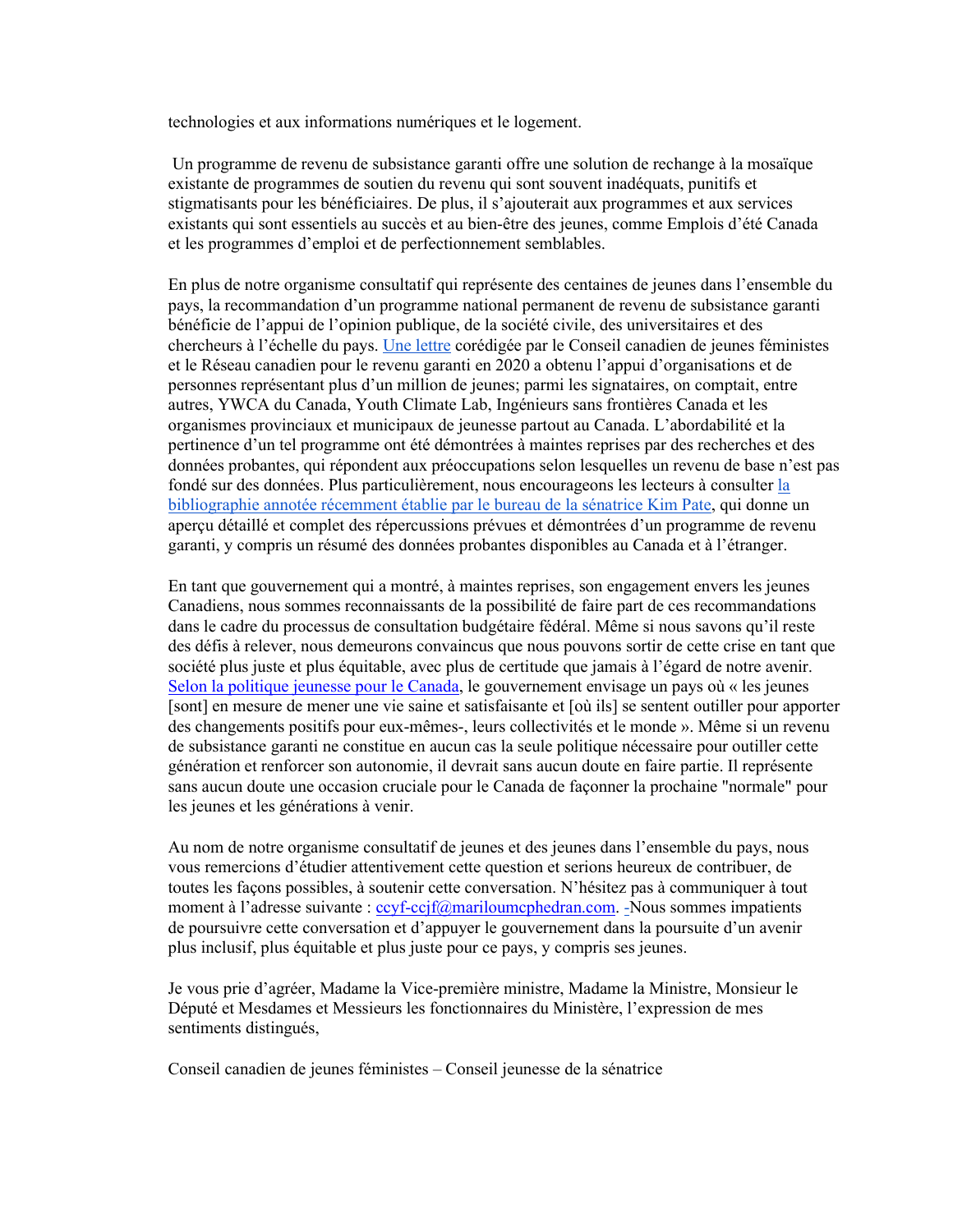technologies et aux informations numériques et le logement.

Un programme de revenu de subsistance garanti offre une solution de rechange à la mosaïque existante de programmes de soutien du revenu qui sont souvent inadéquats, punitifs et stigmatisants pour les bénéficiaires. De plus, il s'ajouterait aux programmes et aux services existants qui sont essentiels au succès et au bien-être des jeunes, comme Emplois d'été Canada et les programmes d'emploi et de perfectionnement semblables.

En plus de notre organisme consultatif qui représente des centaines de jeunes dans l'ensemble du pays, la recommandation d'un programme national permanent de revenu de subsistance garanti bénéficie de l'appui de l'opinion publique, de la société civile, des universitaires et des chercheurs à l'échelle du pays. Une lettre corédigée par le Conseil canadien de jeunes féministes et le Réseau canadien pour le revenu garanti en 2020 a obtenu l'appui d'organisations et de personnes représentant plus d'un million de jeunes; parmi les signataires, on comptait, entre autres, YWCA du Canada, Youth Climate Lab, Ingénieurs sans frontières Canada et les organismes provinciaux et municipaux de jeunesse partout au Canada. L'abordabilité et la pertinence d'un tel programme ont été démontrées à maintes reprises par des recherches et des données probantes, qui répondent aux préoccupations selon lesquelles un revenu de base n'est pas fondé sur des données. Plus particulièrement, nous encourageons les lecteurs à consulter la bibliographie annotée récemment établie par le bureau de la sénatrice Kim Pate, qui donne un aperçu détaillé et complet des répercussions prévues et démontrées d'un programme de revenu garanti, y compris un résumé des données probantes disponibles au Canada et à l'étranger.

En tant que gouvernement qui a montré, à maintes reprises, son engagement envers les jeunes Canadiens, nous sommes reconnaissants de la possibilité de faire part de ces recommandations dans le cadre du processus de consultation budgétaire fédéral. Même si nous savons qu'il reste des défis à relever, nous demeurons convaincus que nous pouvons sortir de cette crise en tant que société plus juste et plus équitable, avec plus de certitude que jamais à l'égard de notre avenir. Selon la politique jeunesse pour le Canada, le gouvernement envisage un pays où « les jeunes [sont] en mesure de mener une vie saine et satisfaisante et [où ils] se sentent outiller pour apporter des changements positifs pour eux-mêmes-, leurs collectivités et le monde ». Même si un revenu de subsistance garanti ne constitue en aucun cas la seule politique nécessaire pour outiller cette génération et renforcer son autonomie, il devrait sans aucun doute en faire partie. Il représente sans aucun doute une occasion cruciale pour le Canada de façonner la prochaine "normale" pour les jeunes et les générations à venir.

Au nom de notre organisme consultatif de jeunes et des jeunes dans l'ensemble du pays, nous vous remercions d'étudier attentivement cette question et serions heureux de contribuer, de toutes les façons possibles, à soutenir cette conversation. N'hésitez pas à communiquer à tout moment à l'adresse suivante : ccyf-ccjf@mariloumcphedran.com. -Nous sommes impatients de poursuivre cette conversation et d'appuyer le gouvernement dans la poursuite d'un avenir plus inclusif, plus équitable et plus juste pour ce pays, y compris ses jeunes.

Je vous prie d'agréer, Madame la Vice-première ministre, Madame la Ministre, Monsieur le Député et Mesdames et Messieurs les fonctionnaires du Ministère, l'expression de mes sentiments distingués,

Conseil canadien de jeunes féministes – Conseil jeunesse de la sénatrice